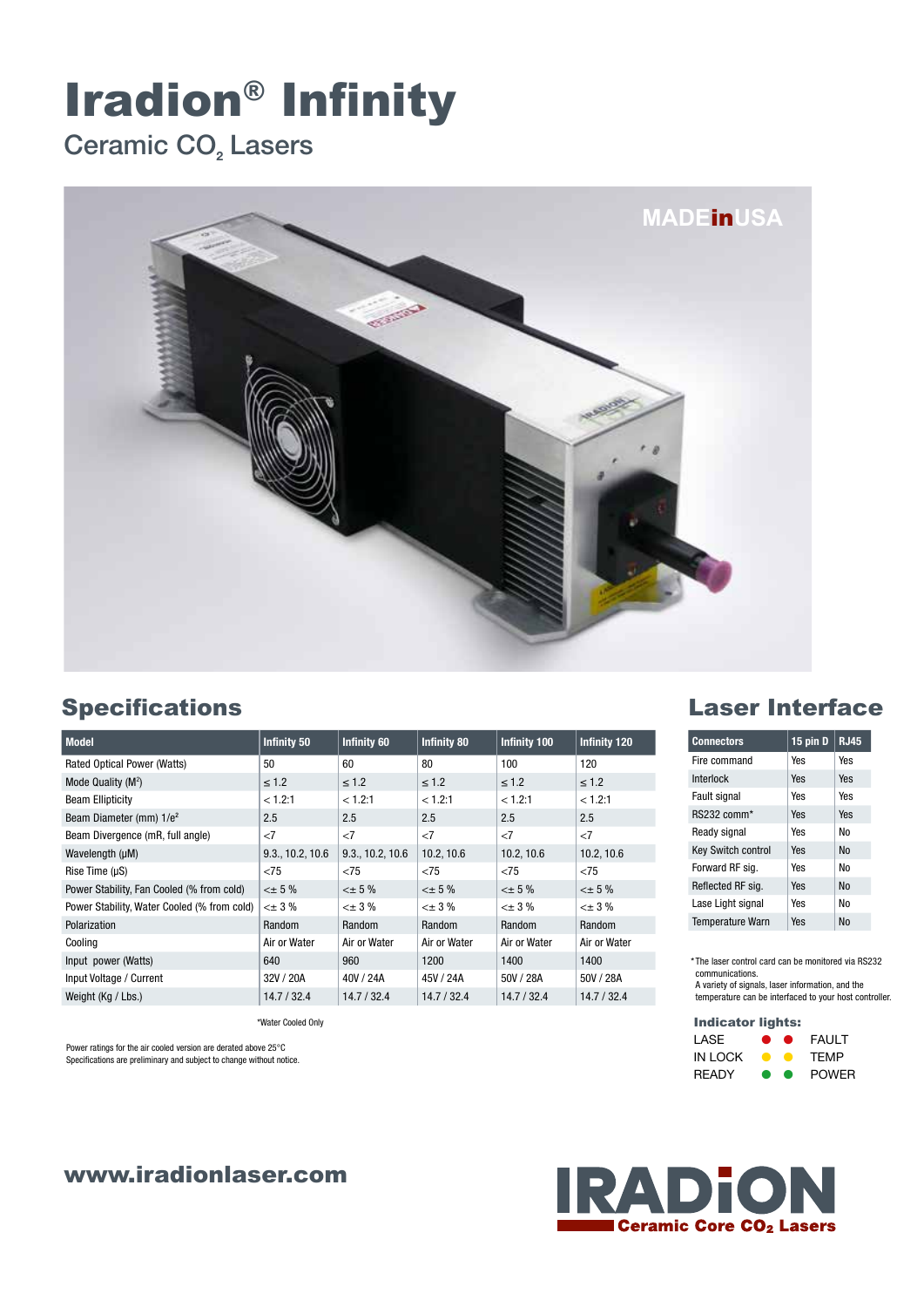# Iradion® Infinity

Ceramic $CO_2$ Lasers

MADE in USA

## Specifications

| Model | Infinity 50 | Infinity 60 | Infinity 80 | Infinity 100 | Infinity 120 |
|---|---|---|---|---|---|
| Rated Optical Power (Watts) | 50 | 60 | 80 | 100 | 120 |
| Mode Quality ($M^2$) | ≤ 1.2 | ≤ 1.2 | ≤ 1.2 | ≤ 1.2 | ≤ 1.2 |
| Beam Ellipticity | < 1.2:1 | < 1.2:1 | < 1.2:1 | < 1.2:1 | < 1.2:1 |
| Beam Diameter (mm) $1/e^2$ | 2.5 | 2.5 | 2.5 | 2.5 | 2.5 |
| Beam Divergence (mR, full angle) | <7 | <7 | <7 | <7 | <7 |
| Wavelength (μM) | 9.3., 10.2, 10.6 | 9.3., 10.2, 10.6 | 10.2, 10.6 | 10.2, 10.6 | 10.2, 10.6 |
| Rise Time (μS) | <75 | <75 | <75 | <75 | <75 |
| Power Stability, Fan Cooled (% from cold) | <± 5 % | <± 5 % | <± 5 % | <± 5 % | <± 5 % |
| Power Stability, Water Cooled (% from cold) | <± 3 % | <± 3 % | <± 3 % | <± 3 % | <± 3 % |
| Polarization | Random | Random | Random | Random | Random |
| Cooling | Air or Water | Air or Water | Air or Water | Air or Water | Air or Water |
| Input power (Watts) | 640 | 960 | 1200 | 1400 | 1400 |
| Input Voltage / Current | 32V / 20A | 40V / 24A | 45V / 24A | 50V / 28A | 50V / 28A |
| Weight (Kg / Lbs.) | 14.7 / 32.4 | 14.7 / 32.4 | 14.7 / 32.4 | 14.7 / 32.4 | 14.7 / 32.4 |

*Water Cooled Only

Power ratings for the air cooled version are derated above 25°C
Specifications are preliminary and subject to change without notice.

## Laser Interface

| Connectors | 15 pin D | RJ45 |
|---|---|---|
| Fire command | Yes | Yes |
| Interlock | Yes | Yes |
| Fault signal | Yes | Yes |
| RS232 comm* | Yes | Yes |
| Ready signal | Yes | No |
| Key Switch control | Yes | No |
| Forward RF sig. | Yes | No |
| Reflected RF sig. | Yes | No |
| Lase Light signal | Yes | No |
| Temperature Warn | Yes | No |

*The laser control card can be monitored via RS232 communications.
A variety of signals, laser information, and the temperature can be interfaced to your host controller.

### Indicator lights:

| | |
|---|---|
| LASE | FAULT |
| IN LOCK | TEMP |
| READY | POWER |

www.iradionlaser.com

IRADION Ceramic Core $CO_2$ Lasers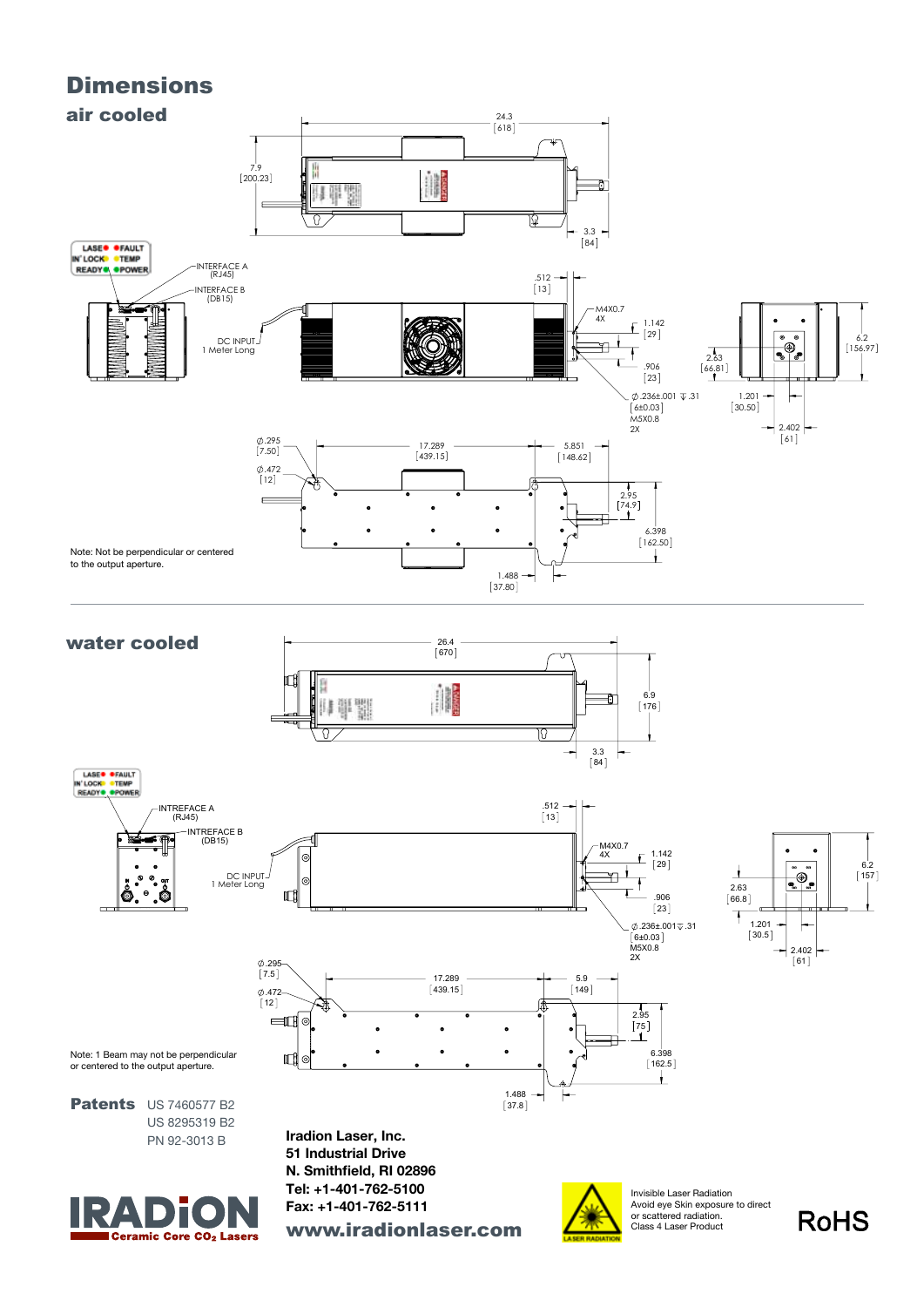# Dimensions

## air cooled

24.3
[618]

7.9
[200.23]

3.3
[84]

LASE FAULT
IN' LOCK TEMP
READY POWER

INTERFACE A
(RJ45)

INTERFACE B
(DB15)

DC INPUT
1 Meter Long

.512
[13]

M4X0.7
4X

1.142
[29]

.906
[23]

∅.236±.001 ↧ .31
[6±0.03]
M5X0.8
2X

2.63
[66.81]

6.2
[156.97]

1.201
[30.50]

2.402
[61]

∅.295
[7.50]

∅.472
[12]

17.289
[439.15]

5.851
[148.62]

2.95
[74.9]

6.398
[162.50]

1.488
[37.80]

Note: Not be perpendicular or centered to the output aperture.

## water cooled

26.4
[670]

6.9
[176]

3.3
[84]

LASE FAULT
IN' LOCK TEMP
READY POWER

INTREFACE A
(RJ45)

INTERFACE B
(DB15)

DC INPUT
1 Meter Long

.512
[13]

M4X0.7
4X

1.142
[29]

.906
[23]

∅.236±.001 ↧ .31
[6±0.03]
M5X0.8
2X

2.63
[66.8]

6.2
[157]

1.201
[30.5]

2.402
[61]

∅.295
[7.5]

∅.472
[12]

17.289
[439.15]

5.9
[149]

2.95
[75]

6.398
[162.5]

1.488
[37.8]

Note: 1 Beam may not be perpendicular or centered to the output aperture.

**Patents** US 7460577 B2
US 8295319 B2
PN 92-3013 B

**Iradion Laser, Inc.**
**51 Industrial Drive**
**N. Smithfield, RI 02896**
**Tel: +1-401-762-5100**
**Fax: +1-401-762-5111**
**www.iradionlaser.com**

IRADiON
Ceramic Core $CO_2$ Lasers

Invisible Laser Radiation
Avoid eye Skin exposure to direct or scattered radiation.
Class 4 Laser Product

RoHS